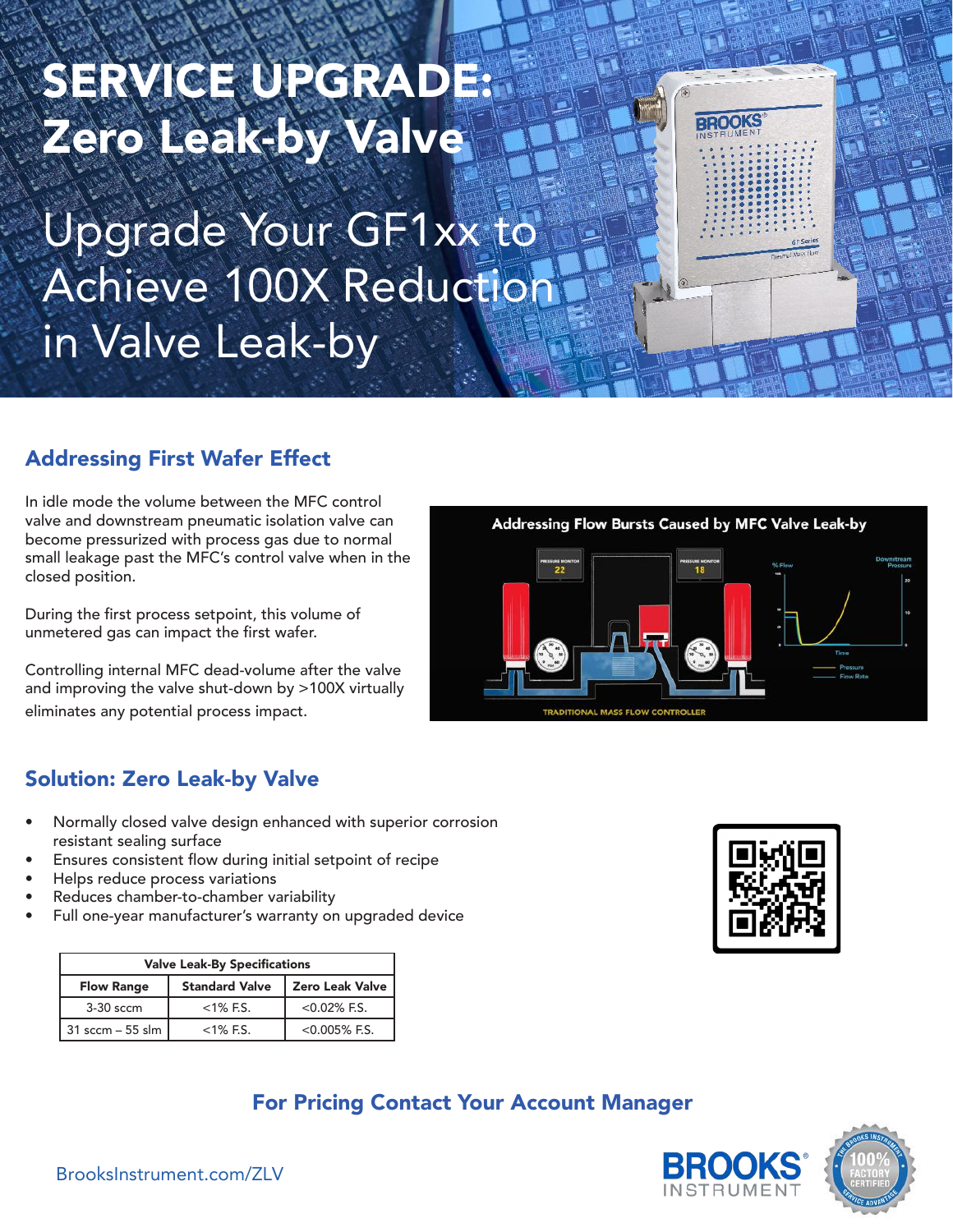# SERVICE UPGRADE: Zero Leak-by Valve

## Upgrade Your GF1xx to Achieve 100X Reduction in Valve Leak-by

## Addressing First Wafer Effect

In idle mode the volume between the MFC control valve and downstream pneumatic isolation valve can become pressurized with process gas due to normal small leakage past the MFC's control valve when in the closed position.

During the first process setpoint, this volume of unmetered gas can impact the first wafer.

Controlling internal MFC dead-volume after the valve and improving the valve shut-down by >100X virtually eliminates any potential process impact.

## Solution: Zero Leak-by Valve

- Normally closed valve design enhanced with superior corrosion resistant sealing surface
- Ensures consistent flow during initial setpoint of recipe
- Helps reduce process variations
- Reduces chamber-to-chamber variability
- Full one-year manufacturer's warranty on upgraded device

| Valve Leak-By Specifications | | |
|---|---|---|
| **Flow Range** | **Standard Valve** | **Zero Leak Valve** |
| 3-30 sccm | <1% F.S. | <0.02% F.S. |
| 31 sccm – 55 slm | <1% F.S. | <0.005% F.S. |

**For Pricing Contact Your Account Manager**

BrooksInstrument.com/ZLV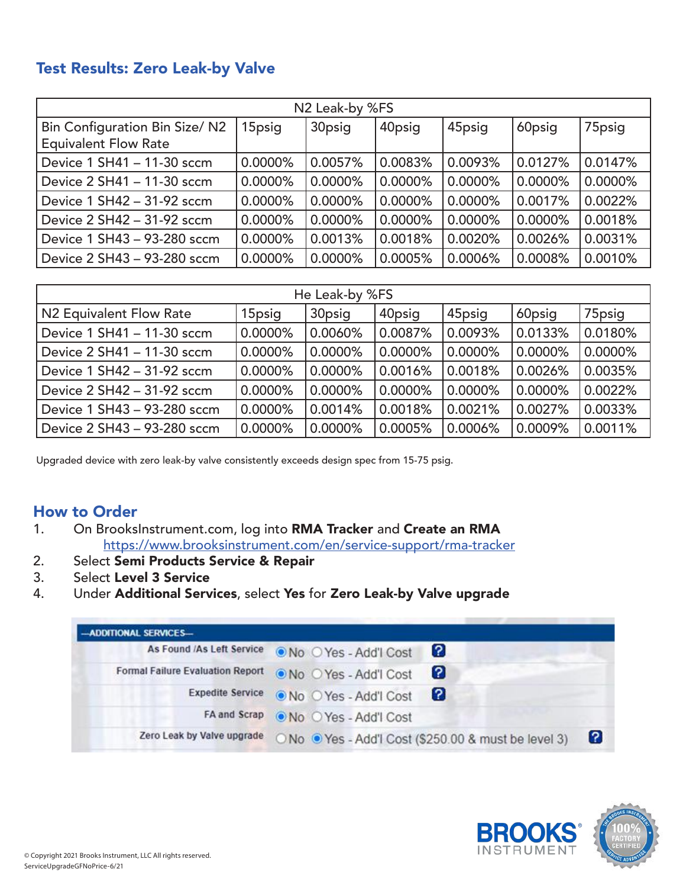## Test Results: Zero Leak-by Valve

| N2 Leak-by %FS | | | | | | |
|---|---|---|---|---|---|---|
| Bin Configuration Bin Size/ N2 Equivalent Flow Rate | 15psig | 30psig | 40psig | 45psig | 60psig | 75psig |
| Device 1 SH41 – 11-30 sccm | 0.0000% | 0.0057% | 0.0083% | 0.0093% | 0.0127% | 0.0147% |
| Device 2 SH41 – 11-30 sccm | 0.0000% | 0.0000% | 0.0000% | 0.0000% | 0.0000% | 0.0000% |
| Device 1 SH42 – 31-92 sccm | 0.0000% | 0.0000% | 0.0000% | 0.0000% | 0.0017% | 0.0022% |
| Device 2 SH42 – 31-92 sccm | 0.0000% | 0.0000% | 0.0000% | 0.0000% | 0.0000% | 0.0018% |
| Device 1 SH43 – 93-280 sccm | 0.0000% | 0.0013% | 0.0018% | 0.0020% | 0.0026% | 0.0031% |
| Device 2 SH43 – 93-280 sccm | 0.0000% | 0.0000% | 0.0005% | 0.0006% | 0.0008% | 0.0010% |

| He Leak-by %FS | | | | | | |
|---|---|---|---|---|---|---|
| N2 Equivalent Flow Rate | 15psig | 30psig | 40psig | 45psig | 60psig | 75psig |
| Device 1 SH41 – 11-30 sccm | 0.0000% | 0.0060% | 0.0087% | 0.0093% | 0.0133% | 0.0180% |
| Device 2 SH41 – 11-30 sccm | 0.0000% | 0.0000% | 0.0000% | 0.0000% | 0.0000% | 0.0000% |
| Device 1 SH42 – 31-92 sccm | 0.0000% | 0.0000% | 0.0016% | 0.0018% | 0.0026% | 0.0035% |
| Device 2 SH42 – 31-92 sccm | 0.0000% | 0.0000% | 0.0000% | 0.0000% | 0.0000% | 0.0022% |
| Device 1 SH43 – 93-280 sccm | 0.0000% | 0.0014% | 0.0018% | 0.0021% | 0.0027% | 0.0033% |
| Device 2 SH43 – 93-280 sccm | 0.0000% | 0.0000% | 0.0005% | 0.0006% | 0.0009% | 0.0011% |

Upgraded device with zero leak-by valve consistently exceeds design spec from 15-75 psig.

## How to Order

1. On BrooksInstrument.com, log into **RMA Tracker** and **Create an RMA**
   https://www.brooksinstrument.com/en/service-support/rma-tracker
2. Select **Semi Products Service & Repair**
3. Select **Level 3 Service**
4. Under **Additional Services**, select **Yes** for **Zero Leak-by Valve upgrade**

| —ADDITIONAL SERVICES— | |
|---|---|
| As Found /As Left Service | ◉ No ○ Yes - Add'l Cost |
| Formal Failure Evaluation Report | ◉ No ○ Yes - Add'l Cost |
| Expedite Service | ◉ No ○ Yes - Add'l Cost |
| FA and Scrap | ◉ No ○ Yes - Add'l Cost |
| Zero Leak by Valve upgrade | ○ No ◉ Yes - Add'l Cost ($250.00 & must be level 3) |

© Copyright 2021 Brooks Instrument, LLC All rights reserved.
ServiceUpgradeGFNoPrice-6/21